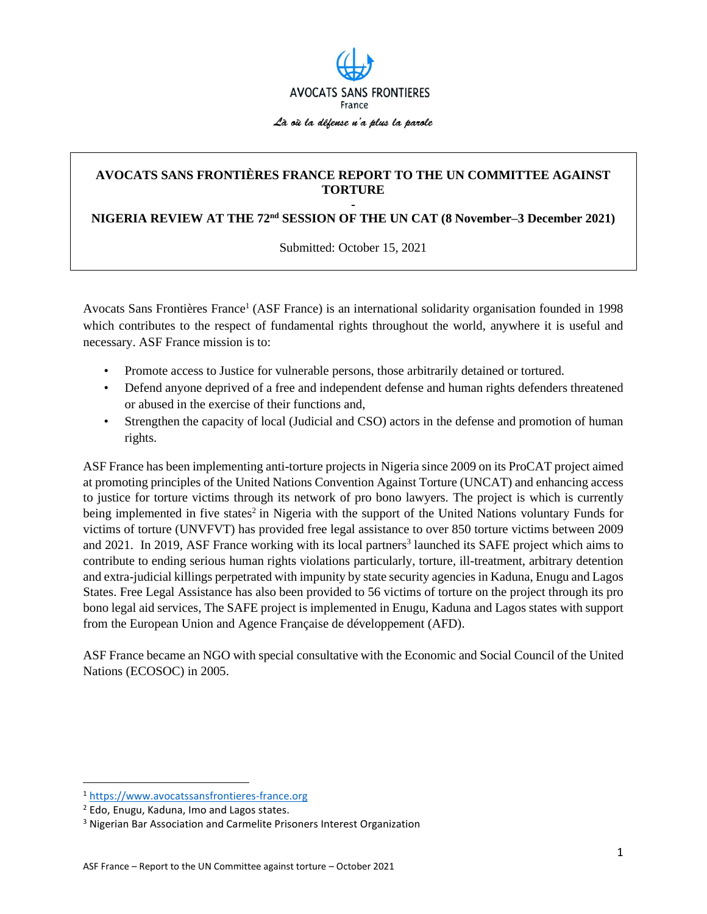AVOCATS SANS FRONTIERES
France

*Là où la défense n'a plus la parole*

**AVOCATS SANS FRONTIÈRES FRANCE REPORT TO THE UN COMMITTEE AGAINST TORTURE**

**-**

**NIGERIA REVIEW AT THE 72nd SESSION OF THE UN CAT (8 November–3 December 2021)**

Submitted: October 15, 2021

Avocats Sans Frontières France[1] (ASF France) is an international solidarity organisation founded in 1998 which contributes to the respect of fundamental rights throughout the world, anywhere it is useful and necessary. ASF France mission is to:

- Promote access to Justice for vulnerable persons, those arbitrarily detained or tortured.
- Defend anyone deprived of a free and independent defense and human rights defenders threatened or abused in the exercise of their functions and,
- Strengthen the capacity of local (Judicial and CSO) actors in the defense and promotion of human rights.

ASF France has been implementing anti-torture projects in Nigeria since 2009 on its ProCAT project aimed at promoting principles of the United Nations Convention Against Torture (UNCAT) and enhancing access to justice for torture victims through its network of pro bono lawyers. The project is which is currently being implemented in five states[2] in Nigeria with the support of the United Nations voluntary Funds for victims of torture (UNVFVT) has provided free legal assistance to over 850 torture victims between 2009 and 2021. In 2019, ASF France working with its local partners[3] launched its SAFE project which aims to contribute to ending serious human rights violations particularly, torture, ill-treatment, arbitrary detention and extra-judicial killings perpetrated with impunity by state security agencies in Kaduna, Enugu and Lagos States. Free Legal Assistance has also been provided to 56 victims of torture on the project through its pro bono legal aid services, The SAFE project is implemented in Enugu, Kaduna and Lagos states with support from the European Union and Agence Française de développement (AFD).

ASF France became an NGO with special consultative with the Economic and Social Council of the United Nations (ECOSOC) in 2005.

---

[1] https://www.avocatssansfrontieres-france.org

[2] Edo, Enugu, Kaduna, Imo and Lagos states.

[3] Nigerian Bar Association and Carmelite Prisoners Interest Organization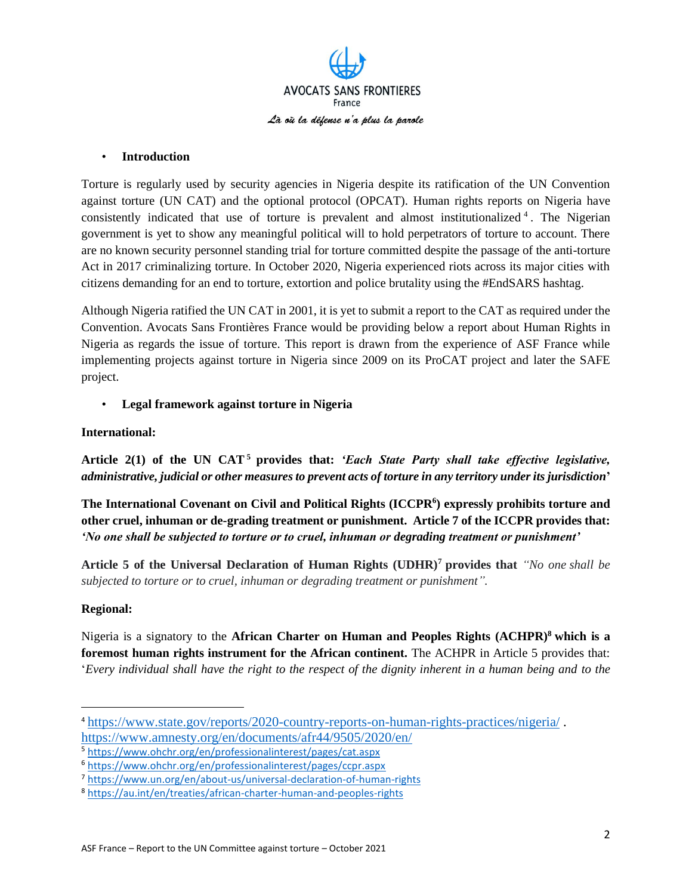AVOCATS SANS FRONTIERES
France
*Là où la défense n'a plus la parole*

- **Introduction**

Torture is regularly used by security agencies in Nigeria despite its ratification of the UN Convention against torture (UN CAT) and the optional protocol (OPCAT). Human rights reports on Nigeria have consistently indicated that use of torture is prevalent and almost institutionalized[4]. The Nigerian government is yet to show any meaningful political will to hold perpetrators of torture to account. There are no known security personnel standing trial for torture committed despite the passage of the anti-torture Act in 2017 criminalizing torture. In October 2020, Nigeria experienced riots across its major cities with citizens demanding for an end to torture, extortion and police brutality using the #EndSARS hashtag.

Although Nigeria ratified the UN CAT in 2001, it is yet to submit a report to the CAT as required under the Convention. Avocats Sans Frontières France would be providing below a report about Human Rights in Nigeria as regards the issue of torture. This report is drawn from the experience of ASF France while implementing projects against torture in Nigeria since 2009 on its ProCAT project and later the SAFE project.

- **Legal framework against torture in Nigeria**

**International:**

**Article 2(1) of the UN CAT[5] provides that: *'Each State Party shall take effective legislative, administrative, judicial or other measures to prevent acts of torture in any territory under its jurisdiction'***

**The International Covenant on Civil and Political Rights (ICCPR[6]) expressly prohibits torture and other cruel, inhuman or de-grading treatment or punishment. Article 7 of the ICCPR provides that: *'No one shall be subjected to torture or to cruel, inhuman or degrading treatment or punishment'***

**Article 5 of the Universal Declaration of Human Rights (UDHR)[7] provides that** *"No one shall be subjected to torture or to cruel, inhuman or degrading treatment or punishment".*

**Regional:**

Nigeria is a signatory to the **African Charter on Human and Peoples Rights (ACHPR)[8] which is a foremost human rights instrument for the African continent.** The ACHPR in Article 5 provides that: '*Every individual shall have the right to the respect of the dignity inherent in a human being and to the*

---

[4] https://www.state.gov/reports/2020-country-reports-on-human-rights-practices/nigeria/ . https://www.amnesty.org/en/documents/afr44/9505/2020/en/
[5] https://www.ohchr.org/en/professionalinterest/pages/cat.aspx
[6] https://www.ohchr.org/en/professionalinterest/pages/ccpr.aspx
[7] https://www.un.org/en/about-us/universal-declaration-of-human-rights
[8] https://au.int/en/treaties/african-charter-human-and-peoples-rights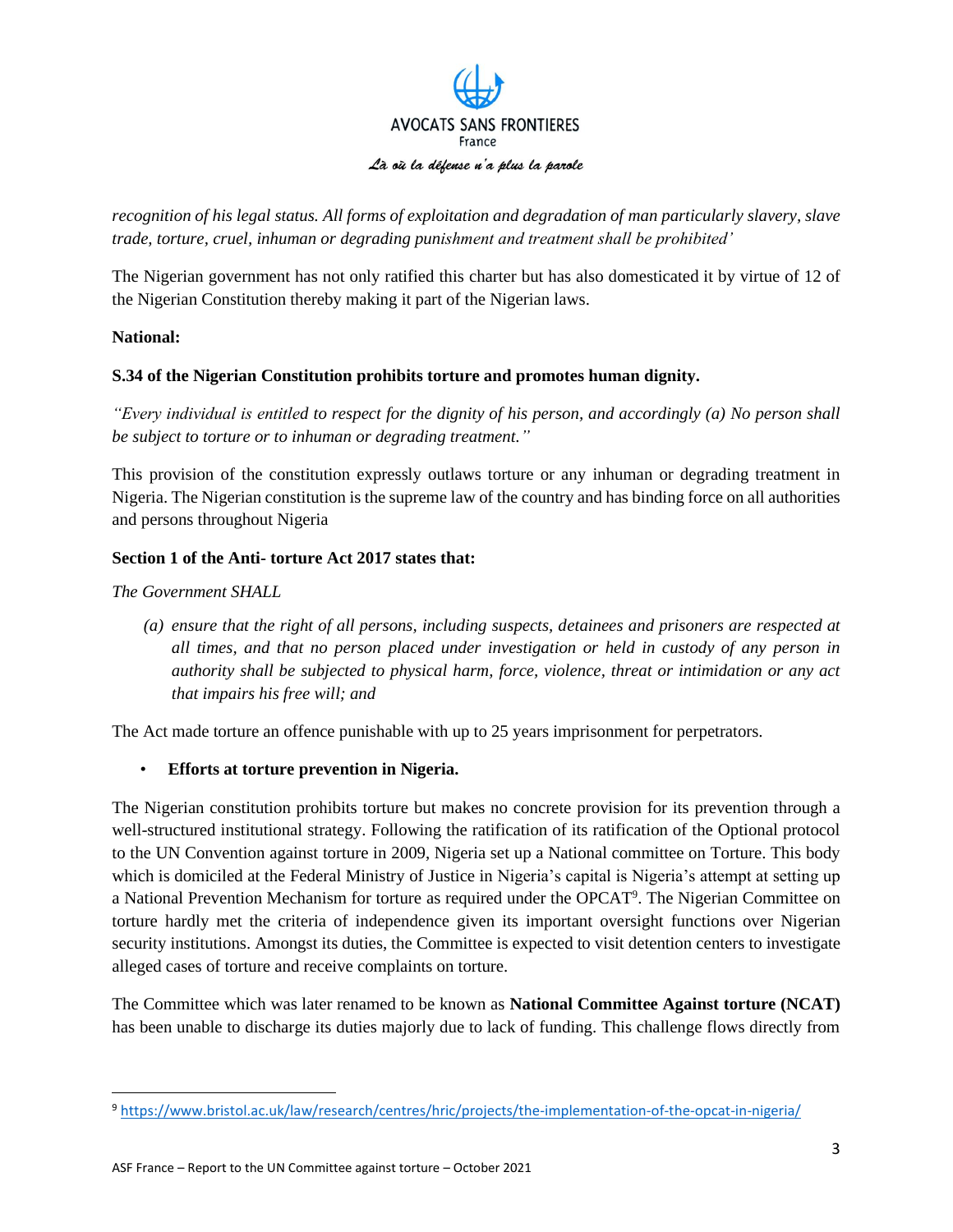*recognition of his legal status. All forms of exploitation and degradation of man particularly slavery, slave trade, torture, cruel, inhuman or degrading punishment and treatment shall be prohibited'*

The Nigerian government has not only ratified this charter but has also domesticated it by virtue of 12 of the Nigerian Constitution thereby making it part of the Nigerian laws.

**National:**

**S.34 of the Nigerian Constitution prohibits torture and promotes human dignity.**

*"Every individual is entitled to respect for the dignity of his person, and accordingly (a) No person shall be subject to torture or to inhuman or degrading treatment."*

This provision of the constitution expressly outlaws torture or any inhuman or degrading treatment in Nigeria. The Nigerian constitution is the supreme law of the country and has binding force on all authorities and persons throughout Nigeria

**Section 1 of the Anti- torture Act 2017 states that:**

*The Government SHALL*

> *(a) ensure that the right of all persons, including suspects, detainees and prisoners are respected at all times, and that no person placed under investigation or held in custody of any person in authority shall be subjected to physical harm, force, violence, threat or intimidation or any act that impairs his free will; and*

The Act made torture an offence punishable with up to 25 years imprisonment for perpetrators.

- **Efforts at torture prevention in Nigeria.**

The Nigerian constitution prohibits torture but makes no concrete provision for its prevention through a well-structured institutional strategy. Following the ratification of its ratification of the Optional protocol to the UN Convention against torture in 2009, Nigeria set up a National committee on Torture. This body which is domiciled at the Federal Ministry of Justice in Nigeria's capital is Nigeria's attempt at setting up a National Prevention Mechanism for torture as required under the OPCAT[9]. The Nigerian Committee on torture hardly met the criteria of independence given its important oversight functions over Nigerian security institutions. Amongst its duties, the Committee is expected to visit detention centers to investigate alleged cases of torture and receive complaints on torture.

The Committee which was later renamed to be known as **National Committee Against torture (NCAT)** has been unable to discharge its duties majorly due to lack of funding. This challenge flows directly from

[9] https://www.bristol.ac.uk/law/research/centres/hric/projects/the-implementation-of-the-opcat-in-nigeria/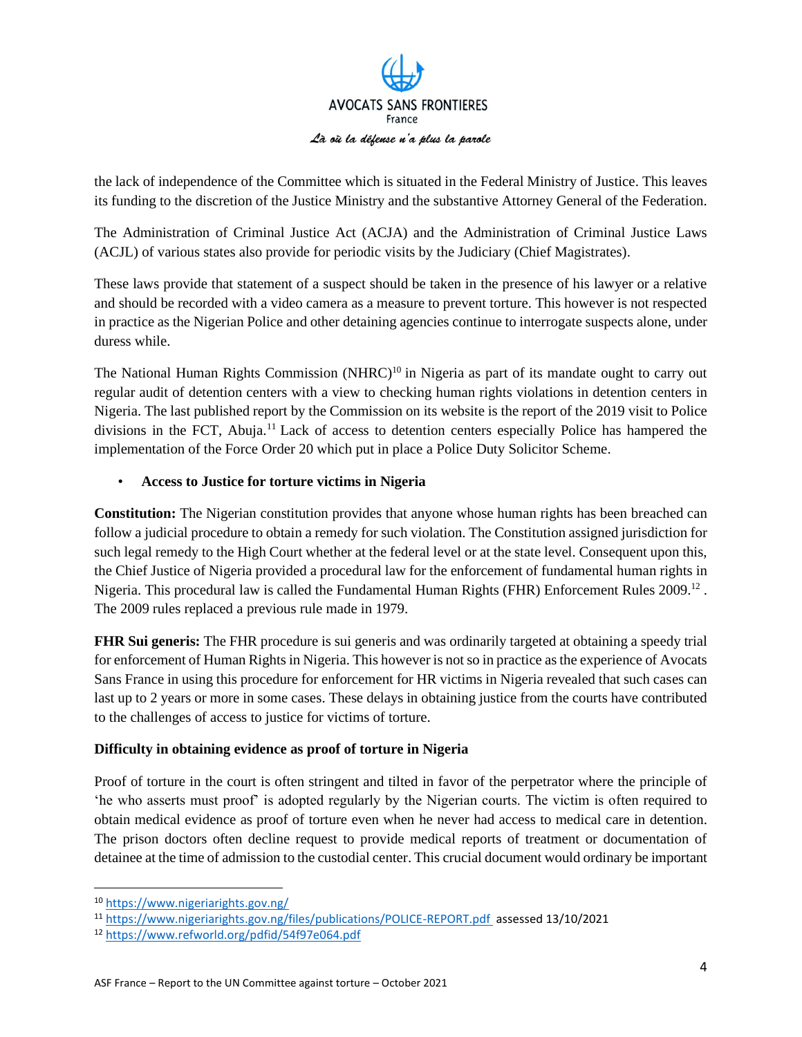the lack of independence of the Committee which is situated in the Federal Ministry of Justice. This leaves its funding to the discretion of the Justice Ministry and the substantive Attorney General of the Federation.

The Administration of Criminal Justice Act (ACJA) and the Administration of Criminal Justice Laws (ACJL) of various states also provide for periodic visits by the Judiciary (Chief Magistrates).

These laws provide that statement of a suspect should be taken in the presence of his lawyer or a relative and should be recorded with a video camera as a measure to prevent torture. This however is not respected in practice as the Nigerian Police and other detaining agencies continue to interrogate suspects alone, under duress while.

The National Human Rights Commission (NHRC)[10] in Nigeria as part of its mandate ought to carry out regular audit of detention centers with a view to checking human rights violations in detention centers in Nigeria. The last published report by the Commission on its website is the report of the 2019 visit to Police divisions in the FCT, Abuja.[11] Lack of access to detention centers especially Police has hampered the implementation of the Force Order 20 which put in place a Police Duty Solicitor Scheme.

- **Access to Justice for torture victims in Nigeria**

**Constitution:** The Nigerian constitution provides that anyone whose human rights has been breached can follow a judicial procedure to obtain a remedy for such violation. The Constitution assigned jurisdiction for such legal remedy to the High Court whether at the federal level or at the state level. Consequent upon this, the Chief Justice of Nigeria provided a procedural law for the enforcement of fundamental human rights in Nigeria. This procedural law is called the Fundamental Human Rights (FHR) Enforcement Rules 2009.[12] . The 2009 rules replaced a previous rule made in 1979.

**FHR Sui generis:** The FHR procedure is sui generis and was ordinarily targeted at obtaining a speedy trial for enforcement of Human Rights in Nigeria. This however is not so in practice as the experience of Avocats Sans France in using this procedure for enforcement for HR victims in Nigeria revealed that such cases can last up to 2 years or more in some cases. These delays in obtaining justice from the courts have contributed to the challenges of access to justice for victims of torture.

**Difficulty in obtaining evidence as proof of torture in Nigeria**

Proof of torture in the court is often stringent and tilted in favor of the perpetrator where the principle of 'he who asserts must proof' is adopted regularly by the Nigerian courts. The victim is often required to obtain medical evidence as proof of torture even when he never had access to medical care in detention. The prison doctors often decline request to provide medical reports of treatment or documentation of detainee at the time of admission to the custodial center. This crucial document would ordinary be important

---

[10] https://www.nigeriarights.gov.ng/

[11] https://www.nigeriarights.gov.ng/files/publications/POLICE-REPORT.pdf assessed 13/10/2021

[12] https://www.refworld.org/pdfid/54f97e064.pdf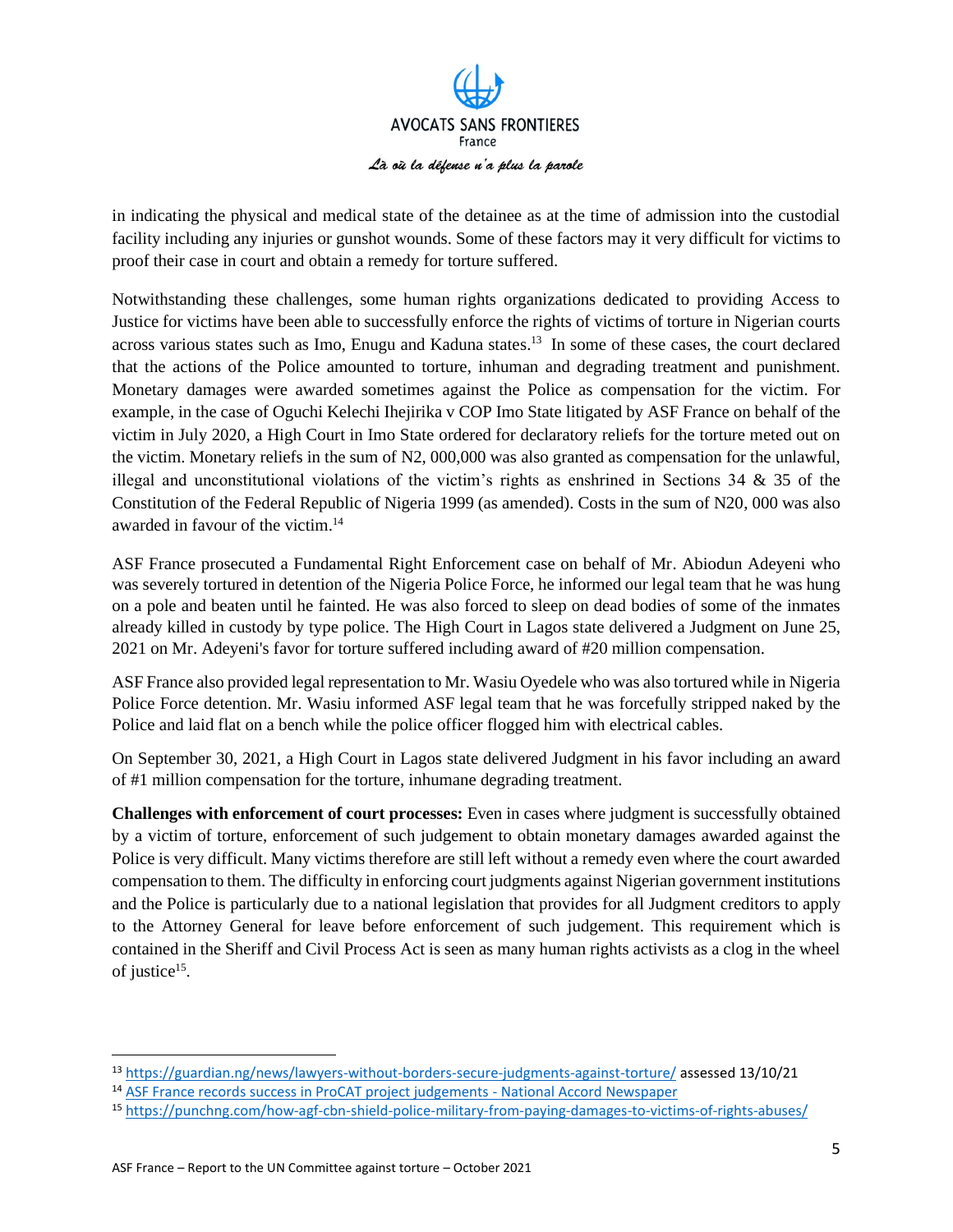in indicating the physical and medical state of the detainee as at the time of admission into the custodial facility including any injuries or gunshot wounds. Some of these factors may it very difficult for victims to proof their case in court and obtain a remedy for torture suffered.

Notwithstanding these challenges, some human rights organizations dedicated to providing Access to Justice for victims have been able to successfully enforce the rights of victims of torture in Nigerian courts across various states such as Imo, Enugu and Kaduna states.[13] In some of these cases, the court declared that the actions of the Police amounted to torture, inhuman and degrading treatment and punishment. Monetary damages were awarded sometimes against the Police as compensation for the victim. For example, in the case of Oguchi Kelechi Ihejirika v COP Imo State litigated by ASF France on behalf of the victim in July 2020, a High Court in Imo State ordered for declaratory reliefs for the torture meted out on the victim. Monetary reliefs in the sum of N2, 000,000 was also granted as compensation for the unlawful, illegal and unconstitutional violations of the victim's rights as enshrined in Sections 34 & 35 of the Constitution of the Federal Republic of Nigeria 1999 (as amended). Costs in the sum of N20, 000 was also awarded in favour of the victim.[14]

ASF France prosecuted a Fundamental Right Enforcement case on behalf of Mr. Abiodun Adeyeni who was severely tortured in detention of the Nigeria Police Force, he informed our legal team that he was hung on a pole and beaten until he fainted. He was also forced to sleep on dead bodies of some of the inmates already killed in custody by type police. The High Court in Lagos state delivered a Judgment on June 25, 2021 on Mr. Adeyeni's favor for torture suffered including award of #20 million compensation.

ASF France also provided legal representation to Mr. Wasiu Oyedele who was also tortured while in Nigeria Police Force detention. Mr. Wasiu informed ASF legal team that he was forcefully stripped naked by the Police and laid flat on a bench while the police officer flogged him with electrical cables.

On September 30, 2021, a High Court in Lagos state delivered Judgment in his favor including an award of #1 million compensation for the torture, inhumane degrading treatment.

**Challenges with enforcement of court processes:** Even in cases where judgment is successfully obtained by a victim of torture, enforcement of such judgement to obtain monetary damages awarded against the Police is very difficult. Many victims therefore are still left without a remedy even where the court awarded compensation to them. The difficulty in enforcing court judgments against Nigerian government institutions and the Police is particularly due to a national legislation that provides for all Judgment creditors to apply to the Attorney General for leave before enforcement of such judgement. This requirement which is contained in the Sheriff and Civil Process Act is seen as many human rights activists as a clog in the wheel of justice[15].

---

[13] https://guardian.ng/news/lawyers-without-borders-secure-judgments-against-torture/ assessed 13/10/21

[14] ASF France records success in ProCAT project judgements - National Accord Newspaper

[15] https://punchng.com/how-agf-cbn-shield-police-military-from-paying-damages-to-victims-of-rights-abuses/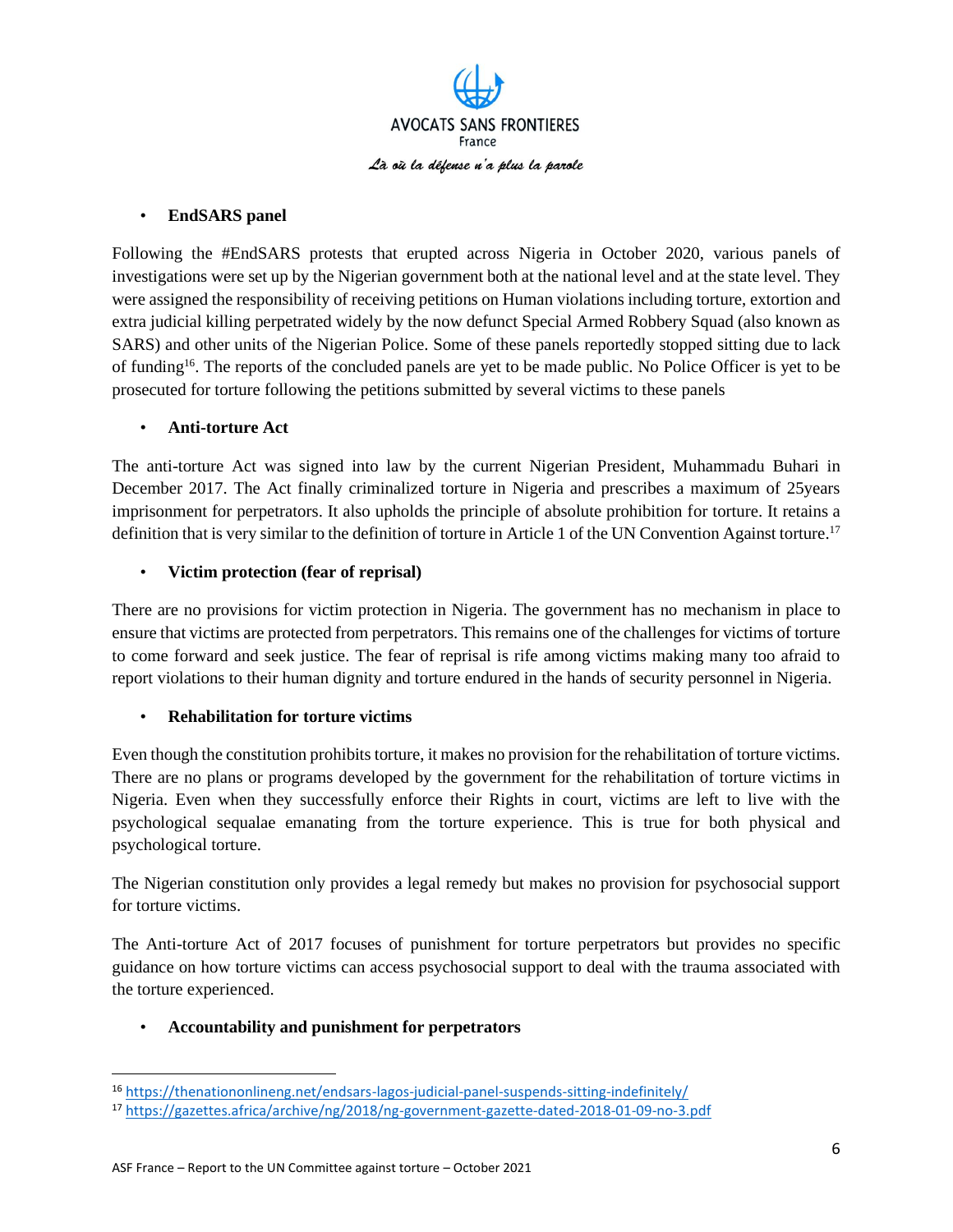- **EndSARS panel**

Following the #EndSARS protests that erupted across Nigeria in October 2020, various panels of investigations were set up by the Nigerian government both at the national level and at the state level. They were assigned the responsibility of receiving petitions on Human violations including torture, extortion and extra judicial killing perpetrated widely by the now defunct Special Armed Robbery Squad (also known as SARS) and other units of the Nigerian Police. Some of these panels reportedly stopped sitting due to lack of funding[16]. The reports of the concluded panels are yet to be made public. No Police Officer is yet to be prosecuted for torture following the petitions submitted by several victims to these panels

- **Anti-torture Act**

The anti-torture Act was signed into law by the current Nigerian President, Muhammadu Buhari in December 2017. The Act finally criminalized torture in Nigeria and prescribes a maximum of 25years imprisonment for perpetrators. It also upholds the principle of absolute prohibition for torture. It retains a definition that is very similar to the definition of torture in Article 1 of the UN Convention Against torture.[17]

- **Victim protection (fear of reprisal)**

There are no provisions for victim protection in Nigeria. The government has no mechanism in place to ensure that victims are protected from perpetrators. This remains one of the challenges for victims of torture to come forward and seek justice. The fear of reprisal is rife among victims making many too afraid to report violations to their human dignity and torture endured in the hands of security personnel in Nigeria.

- **Rehabilitation for torture victims**

Even though the constitution prohibits torture, it makes no provision for the rehabilitation of torture victims. There are no plans or programs developed by the government for the rehabilitation of torture victims in Nigeria. Even when they successfully enforce their Rights in court, victims are left to live with the psychological sequalae emanating from the torture experience. This is true for both physical and psychological torture.

The Nigerian constitution only provides a legal remedy but makes no provision for psychosocial support for torture victims.

The Anti-torture Act of 2017 focuses of punishment for torture perpetrators but provides no specific guidance on how torture victims can access psychosocial support to deal with the trauma associated with the torture experienced.

- **Accountability and punishment for perpetrators**

---

[16] https://thenationonlineng.net/endsars-lagos-judicial-panel-suspends-sitting-indefinitely/

[17] https://gazettes.africa/archive/ng/2018/ng-government-gazette-dated-2018-01-09-no-3.pdf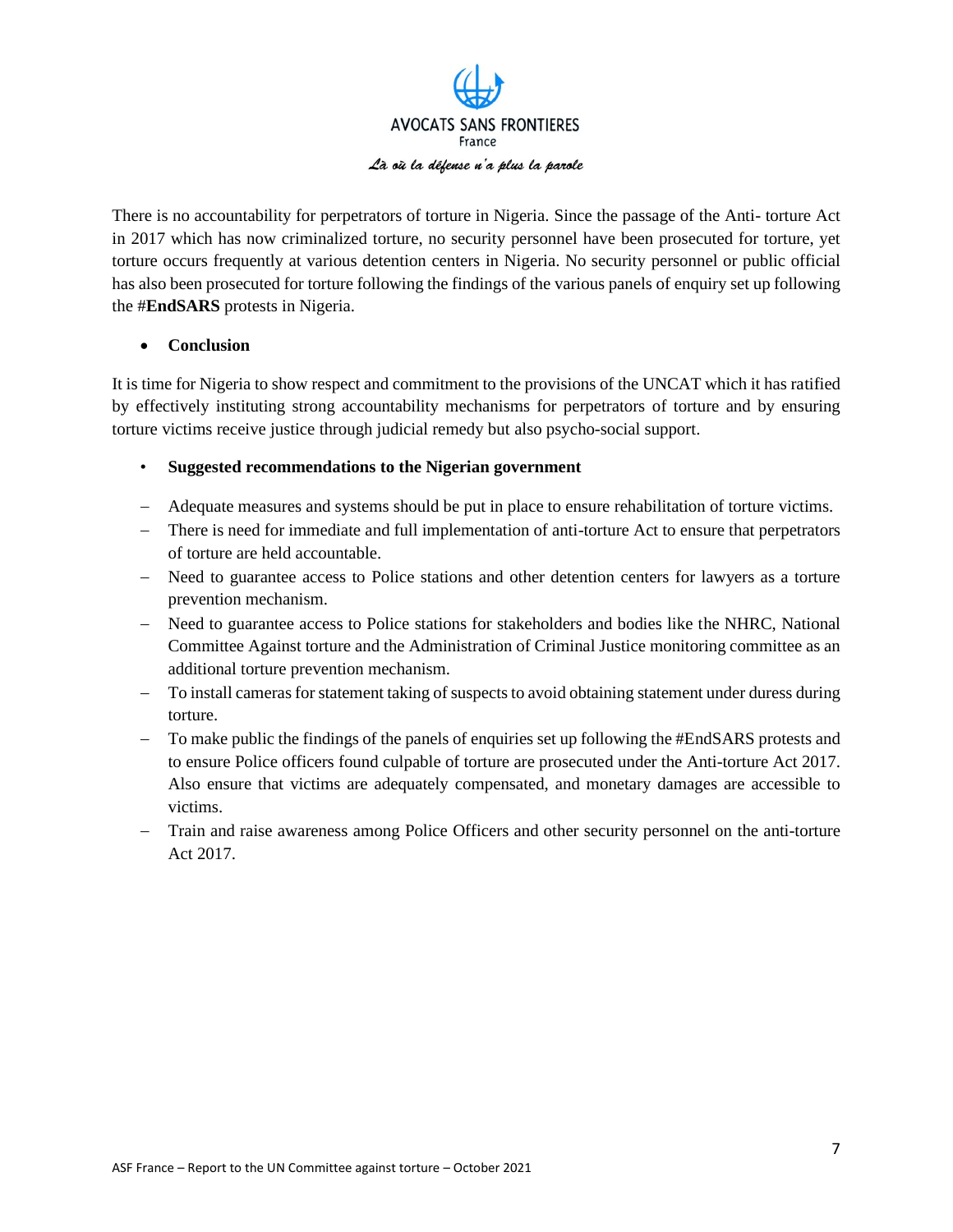There is no accountability for perpetrators of torture in Nigeria. Since the passage of the Anti- torture Act in 2017 which has now criminalized torture, no security personnel have been prosecuted for torture, yet torture occurs frequently at various detention centers in Nigeria. No security personnel or public official has also been prosecuted for torture following the findings of the various panels of enquiry set up following the #**EndSARS** protests in Nigeria.

- **Conclusion**

It is time for Nigeria to show respect and commitment to the provisions of the UNCAT which it has ratified by effectively instituting strong accountability mechanisms for perpetrators of torture and by ensuring torture victims receive justice through judicial remedy but also psycho-social support.

- **Suggested recommendations to the Nigerian government**

- Adequate measures and systems should be put in place to ensure rehabilitation of torture victims.
- There is need for immediate and full implementation of anti-torture Act to ensure that perpetrators of torture are held accountable.
- Need to guarantee access to Police stations and other detention centers for lawyers as a torture prevention mechanism.
- Need to guarantee access to Police stations for stakeholders and bodies like the NHRC, National Committee Against torture and the Administration of Criminal Justice monitoring committee as an additional torture prevention mechanism.
- To install cameras for statement taking of suspects to avoid obtaining statement under duress during torture.
- To make public the findings of the panels of enquiries set up following the #EndSARS protests and to ensure Police officers found culpable of torture are prosecuted under the Anti-torture Act 2017. Also ensure that victims are adequately compensated, and monetary damages are accessible to victims.
- Train and raise awareness among Police Officers and other security personnel on the anti-torture Act 2017.